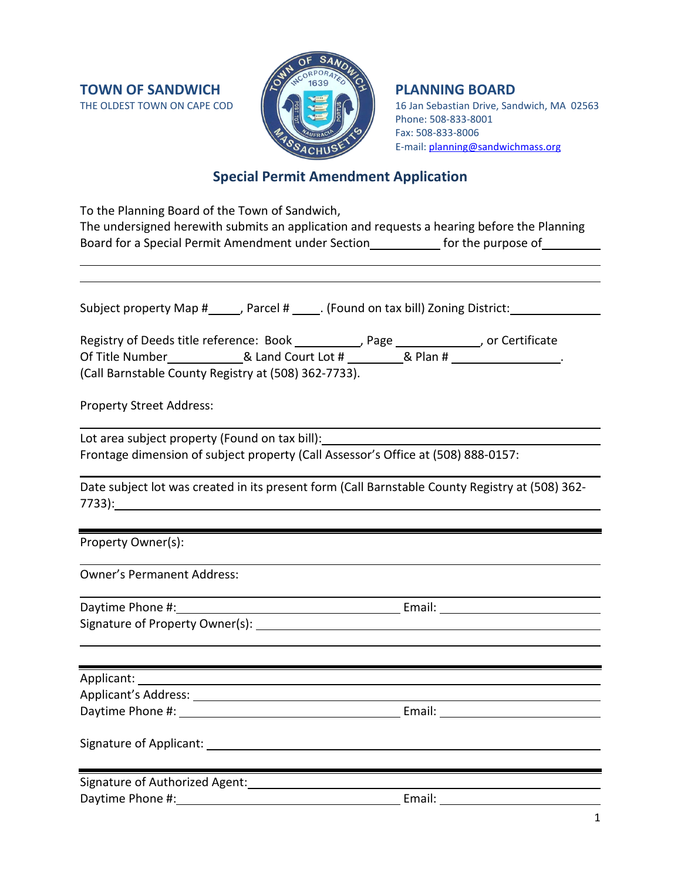**TOWN OF SANDWICH**
THE OLDEST TOWN ON CAPE COD

**PLANNING BOARD**
16 Jan Sebastian Drive, Sandwich, MA 02563
Phone: 508-833-8001
Fax: 508-833-8006
E-mail: planning@sandwichmass.org

## Special Permit Amendment Application

To the Planning Board of the Town of Sandwich,
The undersigned herewith submits an application and requests a hearing before the Planning Board for a Special Permit Amendment under Section__________ for the purpose of_________

_______________________________________________________________________________

_______________________________________________________________________________

Subject property Map #_____, Parcel # ____. (Found on tax bill) Zoning District:_____________

Registry of Deeds title reference: Book __________, Page ____________, or Certificate Of Title Number___________& Land Court Lot # ________& Plan # _______________.
(Call Barnstable County Registry at (508) 362-7733).

Property Street Address:

_______________________________________________________________________________

Lot area subject property (Found on tax bill):_____________________________________

Frontage dimension of subject property (Call Assessor's Office at (508) 888-0157:

_______________________________________________________________________________

Date subject lot was created in its present form (Call Barnstable County Registry at (508) 362-7733):_________________________________________________________________

---

Property Owner(s):

Owner's Permanent Address:

Daytime Phone #:_________________________________ Email: __________________

Signature of Property Owner(s): ____________________________________________

_______________________________________________________________________________

---

Applicant: ____________________________________________________________

Applicant's Address: ____________________________________________________

Daytime Phone #: _______________________________ Email: __________________

Signature of Applicant: __________________________________________________

---

Signature of Authorized Agent:_____________________________________________

Daytime Phone #:_________________________________ Email: __________________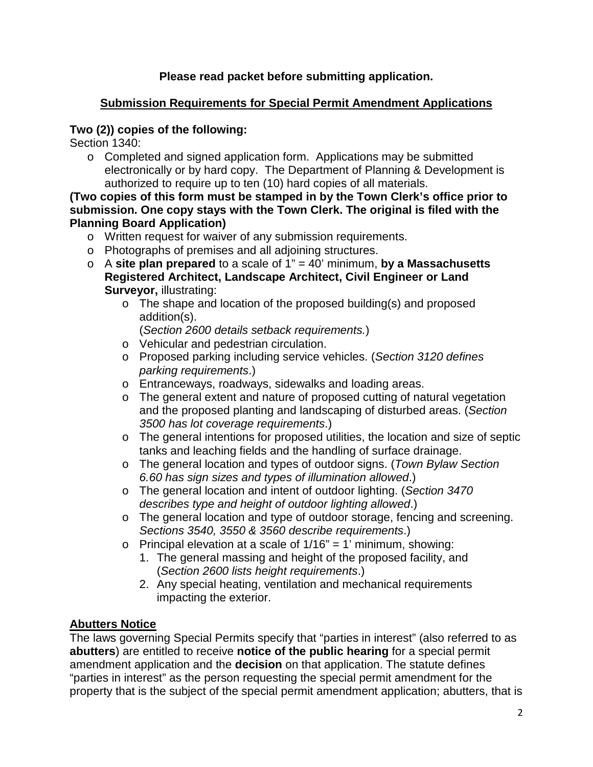**Please read packet before submitting application.**

## Submission Requirements for Special Permit Amendment Applications

**Two (2)) copies of the following:**

Section 1340:

- Completed and signed application form. Applications may be submitted electronically or by hard copy. The Department of Planning & Development is authorized to require up to ten (10) hard copies of all materials.

**(Two copies of this form must be stamped in by the Town Clerk's office prior to submission. One copy stays with the Town Clerk. The original is filed with the Planning Board Application)**

- Written request for waiver of any submission requirements.
- Photographs of premises and all adjoining structures.
- A **site plan prepared** to a scale of 1" = 40' minimum, **by a Massachusetts Registered Architect, Landscape Architect, Civil Engineer or Land Surveyor,** illustrating:
  - The shape and location of the proposed building(s) and proposed addition(s).
    (*Section 2600 details setback requirements.*)
  - Vehicular and pedestrian circulation.
  - Proposed parking including service vehicles. (*Section 3120 defines parking requirements*.)
  - Entranceways, roadways, sidewalks and loading areas.
  - The general extent and nature of proposed cutting of natural vegetation and the proposed planting and landscaping of disturbed areas. (*Section 3500 has lot coverage requirements*.)
  - The general intentions for proposed utilities, the location and size of septic tanks and leaching fields and the handling of surface drainage.
  - The general location and types of outdoor signs. (*Town Bylaw Section 6.60 has sign sizes and types of illumination allowed*.)
  - The general location and intent of outdoor lighting. (*Section 3470 describes type and height of outdoor lighting allowed*.)
  - The general location and type of outdoor storage, fencing and screening. *Sections 3540, 3550 & 3560 describe requirements*.)
  - Principal elevation at a scale of 1/16" = 1' minimum, showing:
    1. The general massing and height of the proposed facility, and (*Section 2600 lists height requirements*.)
    2. Any special heating, ventilation and mechanical requirements impacting the exterior.

## Abutters Notice

The laws governing Special Permits specify that "parties in interest" (also referred to as **abutters**) are entitled to receive **notice of the public hearing** for a special permit amendment application and the **decision** on that application. The statute defines "parties in interest" as the person requesting the special permit amendment for the property that is the subject of the special permit amendment application; abutters, that is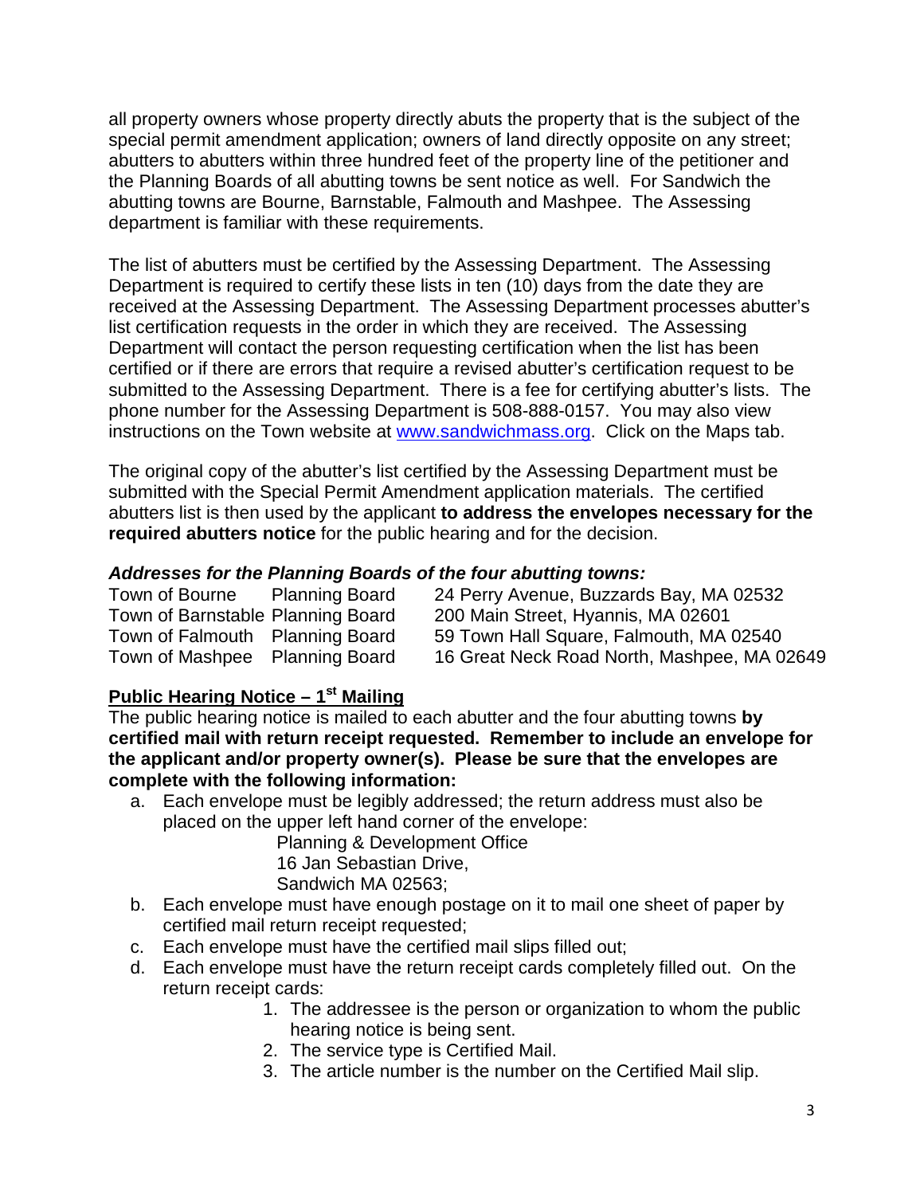all property owners whose property directly abuts the property that is the subject of the special permit amendment application; owners of land directly opposite on any street; abutters to abutters within three hundred feet of the property line of the petitioner and the Planning Boards of all abutting towns be sent notice as well. For Sandwich the abutting towns are Bourne, Barnstable, Falmouth and Mashpee. The Assessing department is familiar with these requirements.

The list of abutters must be certified by the Assessing Department. The Assessing Department is required to certify these lists in ten (10) days from the date they are received at the Assessing Department. The Assessing Department processes abutter's list certification requests in the order in which they are received. The Assessing Department will contact the person requesting certification when the list has been certified or if there are errors that require a revised abutter's certification request to be submitted to the Assessing Department. There is a fee for certifying abutter's lists. The phone number for the Assessing Department is 508-888-0157. You may also view instructions on the Town website at [www.sandwichmass.org](www.sandwichmass.org). Click on the Maps tab.

The original copy of the abutter's list certified by the Assessing Department must be submitted with the Special Permit Amendment application materials. The certified abutters list is then used by the applicant **to address the envelopes necessary for the required abutters notice** for the public hearing and for the decision.

***Addresses for the Planning Boards of the four abutting towns:***

| | | |
|---|---|---|
| Town of Bourne | Planning Board | 24 Perry Avenue, Buzzards Bay, MA 02532 |
| Town of Barnstable | Planning Board | 200 Main Street, Hyannis, MA 02601 |
| Town of Falmouth | Planning Board | 59 Town Hall Square, Falmouth, MA 02540 |
| Town of Mashpee | Planning Board | 16 Great Neck Road North, Mashpee, MA 02649 |

**Public Hearing Notice – 1st Mailing**

The public hearing notice is mailed to each abutter and the four abutting towns **by certified mail with return receipt requested. Remember to include an envelope for the applicant and/or property owner(s). Please be sure that the envelopes are complete with the following information:**

a. Each envelope must be legibly addressed; the return address must also be placed on the upper left hand corner of the envelope:

   Planning & Development Office
   16 Jan Sebastian Drive,
   Sandwich MA 02563;

b. Each envelope must have enough postage on it to mail one sheet of paper by certified mail return receipt requested;
c. Each envelope must have the certified mail slips filled out;
d. Each envelope must have the return receipt cards completely filled out. On the return receipt cards:
   1. The addressee is the person or organization to whom the public hearing notice is being sent.
   2. The service type is Certified Mail.
   3. The article number is the number on the Certified Mail slip.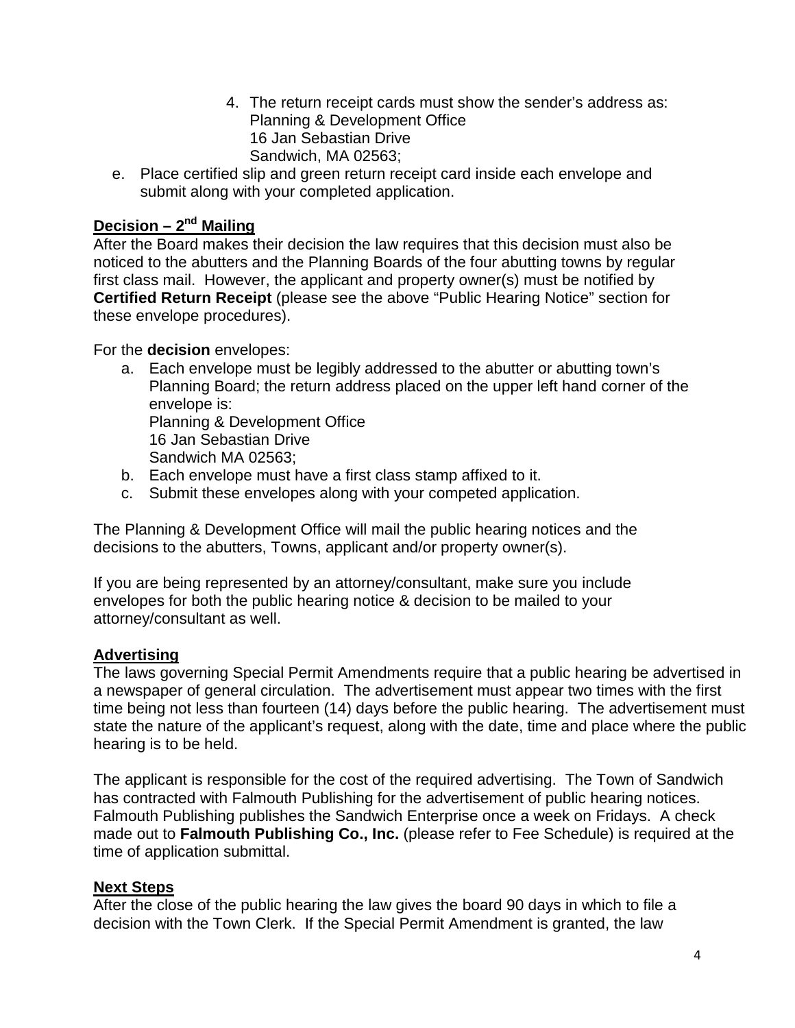4. The return receipt cards must show the sender's address as:
   Planning & Development Office
   16 Jan Sebastian Drive
   Sandwich, MA 02563;

e. Place certified slip and green return receipt card inside each envelope and submit along with your completed application.

**Decision – 2nd Mailing**

After the Board makes their decision the law requires that this decision must also be noticed to the abutters and the Planning Boards of the four abutting towns by regular first class mail. However, the applicant and property owner(s) must be notified by **Certified Return Receipt** (please see the above "Public Hearing Notice" section for these envelope procedures).

For the **decision** envelopes:

a. Each envelope must be legibly addressed to the abutter or abutting town's Planning Board; the return address placed on the upper left hand corner of the envelope is:
   Planning & Development Office
   16 Jan Sebastian Drive
   Sandwich MA 02563;
b. Each envelope must have a first class stamp affixed to it.
c. Submit these envelopes along with your competed application.

The Planning & Development Office will mail the public hearing notices and the decisions to the abutters, Towns, applicant and/or property owner(s).

If you are being represented by an attorney/consultant, make sure you include envelopes for both the public hearing notice & decision to be mailed to your attorney/consultant as well.

**Advertising**

The laws governing Special Permit Amendments require that a public hearing be advertised in a newspaper of general circulation. The advertisement must appear two times with the first time being not less than fourteen (14) days before the public hearing. The advertisement must state the nature of the applicant's request, along with the date, time and place where the public hearing is to be held.

The applicant is responsible for the cost of the required advertising. The Town of Sandwich has contracted with Falmouth Publishing for the advertisement of public hearing notices. Falmouth Publishing publishes the Sandwich Enterprise once a week on Fridays. A check made out to **Falmouth Publishing Co., Inc.** (please refer to Fee Schedule) is required at the time of application submittal.

**Next Steps**

After the close of the public hearing the law gives the board 90 days in which to file a decision with the Town Clerk. If the Special Permit Amendment is granted, the law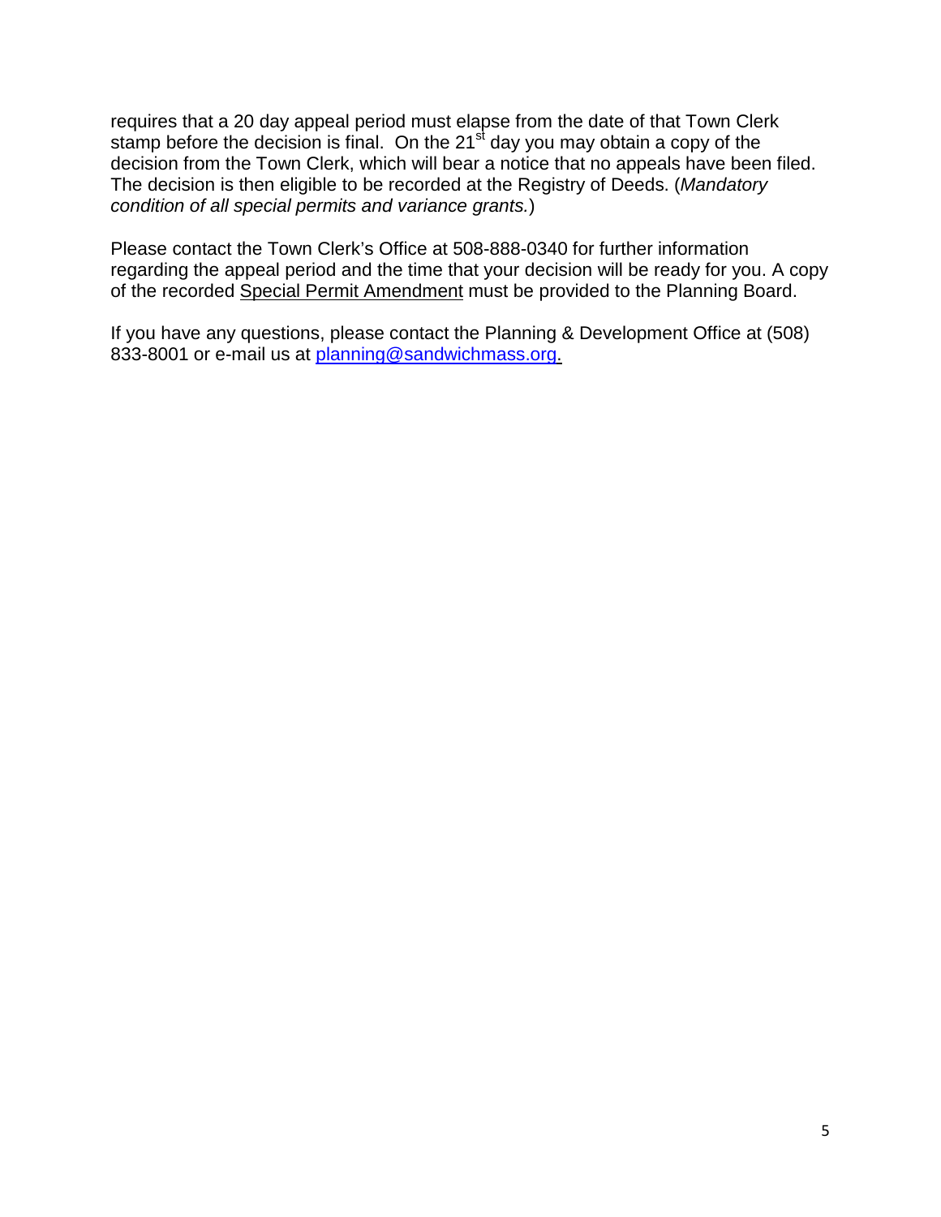requires that a 20 day appeal period must elapse from the date of that Town Clerk stamp before the decision is final. On the 21st day you may obtain a copy of the decision from the Town Clerk, which will bear a notice that no appeals have been filed. The decision is then eligible to be recorded at the Registry of Deeds. (*Mandatory condition of all special permits and variance grants.*)

Please contact the Town Clerk's Office at 508-888-0340 for further information regarding the appeal period and the time that your decision will be ready for you. A copy of the recorded Special Permit Amendment must be provided to the Planning Board.

If you have any questions, please contact the Planning & Development Office at (508) 833-8001 or e-mail us at planning@sandwichmass.org.